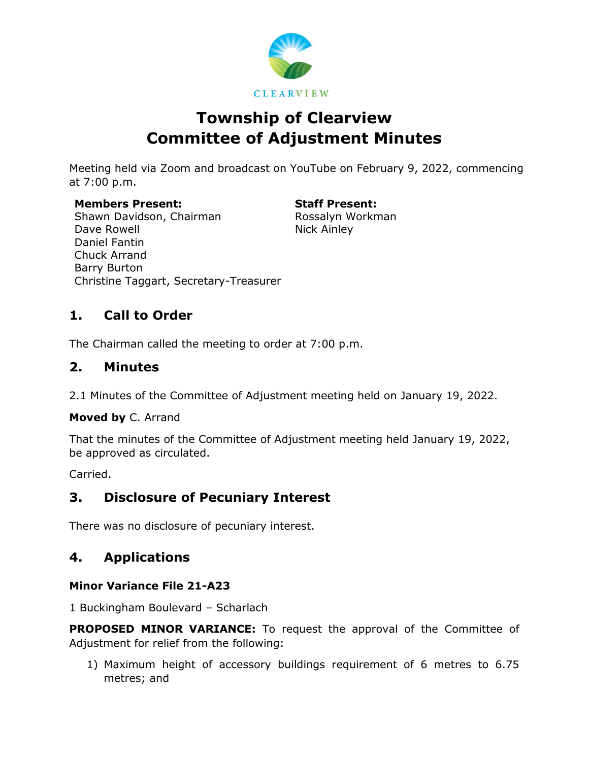CLEARVIEW

# Township of Clearview
# Committee of Adjustment Minutes

Meeting held via Zoom and broadcast on YouTube on February 9, 2022, commencing at 7:00 p.m.

**Members Present:**
Shawn Davidson, Chairman
Dave Rowell
Daniel Fantin
Chuck Arrand
Barry Burton
Christine Taggart, Secretary-Treasurer

**Staff Present:**
Rossalyn Workman
Nick Ainley

## 1. Call to Order

The Chairman called the meeting to order at 7:00 p.m.

## 2. Minutes

2.1 Minutes of the Committee of Adjustment meeting held on January 19, 2022.

**Moved by** C. Arrand

That the minutes of the Committee of Adjustment meeting held January 19, 2022, be approved as circulated.

Carried.

## 3. Disclosure of Pecuniary Interest

There was no disclosure of pecuniary interest.

## 4. Applications

### Minor Variance File 21-A23

1 Buckingham Boulevard – Scharlach

**PROPOSED MINOR VARIANCE:** To request the approval of the Committee of Adjustment for relief from the following:

1) Maximum height of accessory buildings requirement of 6 metres to 6.75 metres; and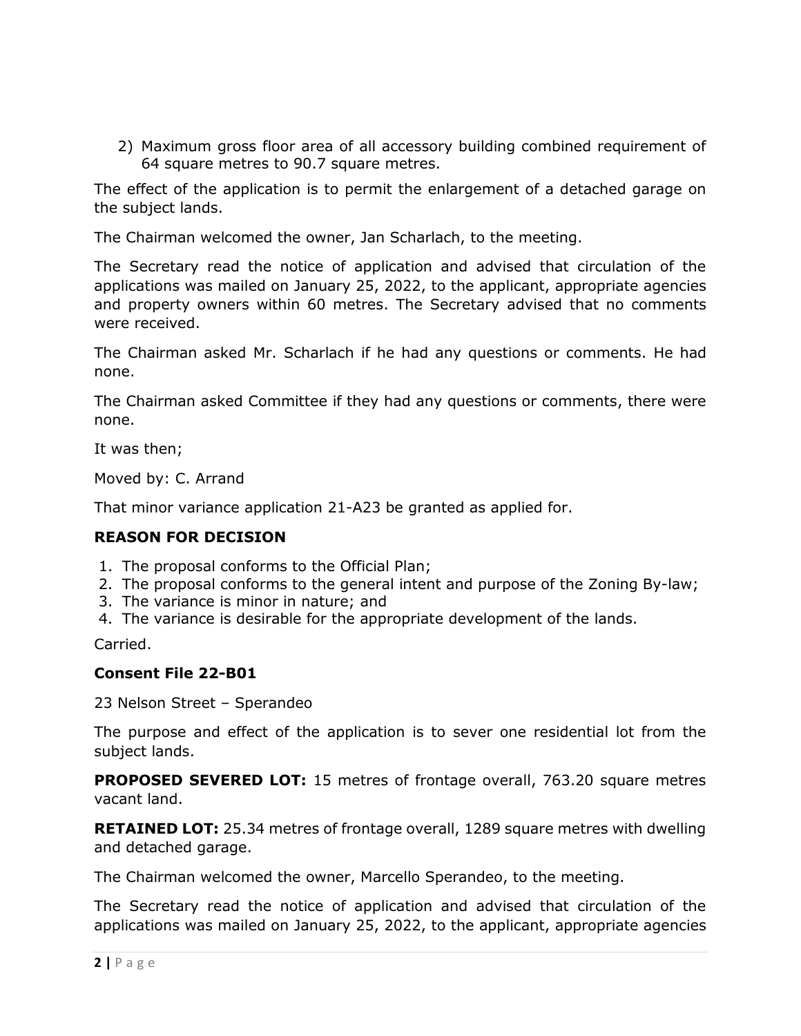2) Maximum gross floor area of all accessory building combined requirement of 64 square metres to 90.7 square metres.

The effect of the application is to permit the enlargement of a detached garage on the subject lands.

The Chairman welcomed the owner, Jan Scharlach, to the meeting.

The Secretary read the notice of application and advised that circulation of the applications was mailed on January 25, 2022, to the applicant, appropriate agencies and property owners within 60 metres. The Secretary advised that no comments were received.

The Chairman asked Mr. Scharlach if he had any questions or comments. He had none.

The Chairman asked Committee if they had any questions or comments, there were none.

It was then;

Moved by: C. Arrand

That minor variance application 21-A23 be granted as applied for.

### REASON FOR DECISION

1. The proposal conforms to the Official Plan;
2. The proposal conforms to the general intent and purpose of the Zoning By-law;
3. The variance is minor in nature; and
4. The variance is desirable for the appropriate development of the lands.

Carried.

### Consent File 22-B01

23 Nelson Street – Sperandeo

The purpose and effect of the application is to sever one residential lot from the subject lands.

**PROPOSED SEVERED LOT:** 15 metres of frontage overall, 763.20 square metres vacant land.

**RETAINED LOT:** 25.34 metres of frontage overall, 1289 square metres with dwelling and detached garage.

The Chairman welcomed the owner, Marcello Sperandeo, to the meeting.

The Secretary read the notice of application and advised that circulation of the applications was mailed on January 25, 2022, to the applicant, appropriate agencies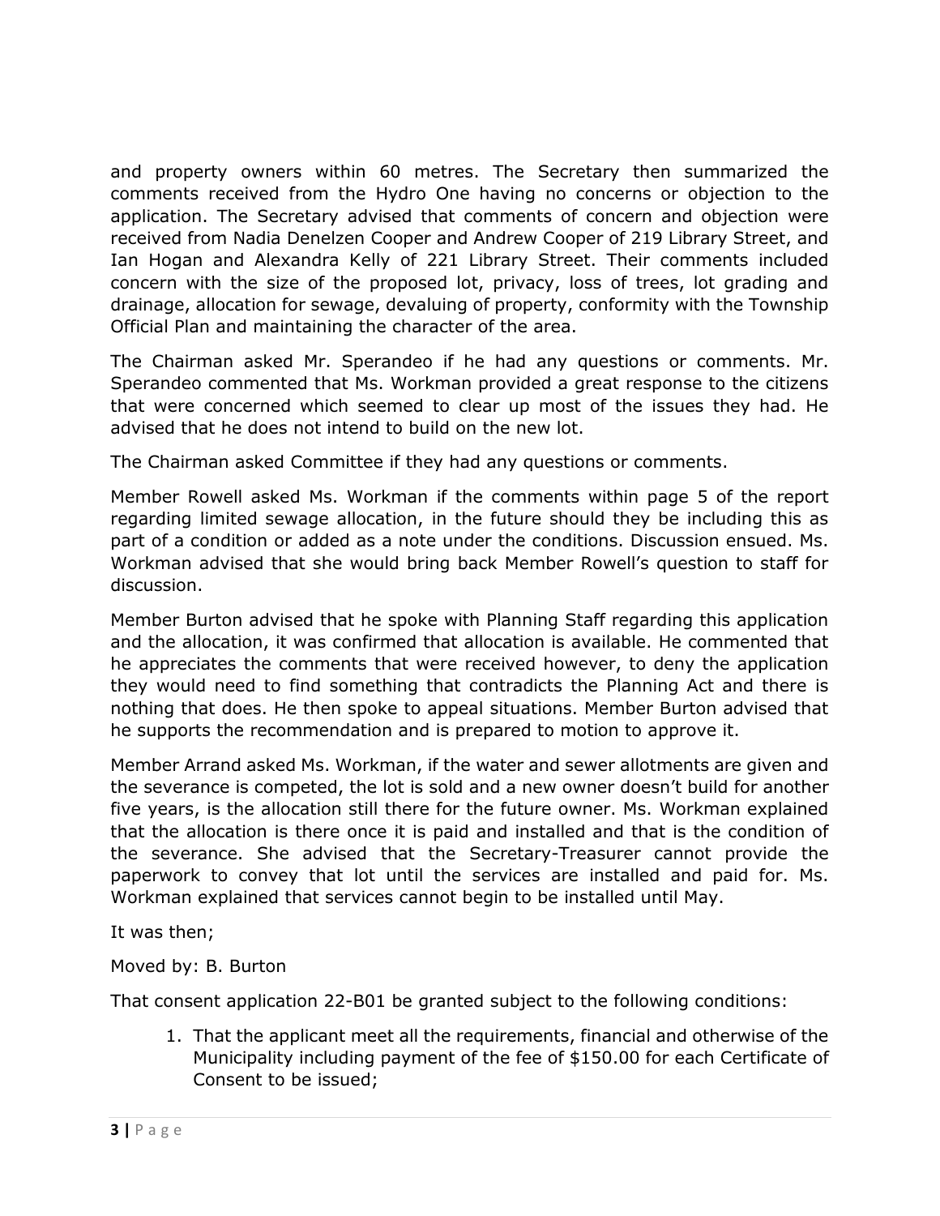and property owners within 60 metres. The Secretary then summarized the comments received from the Hydro One having no concerns or objection to the application. The Secretary advised that comments of concern and objection were received from Nadia Denelzen Cooper and Andrew Cooper of 219 Library Street, and Ian Hogan and Alexandra Kelly of 221 Library Street. Their comments included concern with the size of the proposed lot, privacy, loss of trees, lot grading and drainage, allocation for sewage, devaluing of property, conformity with the Township Official Plan and maintaining the character of the area.

The Chairman asked Mr. Sperandeo if he had any questions or comments. Mr. Sperandeo commented that Ms. Workman provided a great response to the citizens that were concerned which seemed to clear up most of the issues they had. He advised that he does not intend to build on the new lot.

The Chairman asked Committee if they had any questions or comments.

Member Rowell asked Ms. Workman if the comments within page 5 of the report regarding limited sewage allocation, in the future should they be including this as part of a condition or added as a note under the conditions. Discussion ensued. Ms. Workman advised that she would bring back Member Rowell's question to staff for discussion.

Member Burton advised that he spoke with Planning Staff regarding this application and the allocation, it was confirmed that allocation is available. He commented that he appreciates the comments that were received however, to deny the application they would need to find something that contradicts the Planning Act and there is nothing that does. He then spoke to appeal situations. Member Burton advised that he supports the recommendation and is prepared to motion to approve it.

Member Arrand asked Ms. Workman, if the water and sewer allotments are given and the severance is competed, the lot is sold and a new owner doesn't build for another five years, is the allocation still there for the future owner. Ms. Workman explained that the allocation is there once it is paid and installed and that is the condition of the severance. She advised that the Secretary-Treasurer cannot provide the paperwork to convey that lot until the services are installed and paid for. Ms. Workman explained that services cannot begin to be installed until May.

It was then;

Moved by: B. Burton

That consent application 22-B01 be granted subject to the following conditions:

1. That the applicant meet all the requirements, financial and otherwise of the Municipality including payment of the fee of $150.00 for each Certificate of Consent to be issued;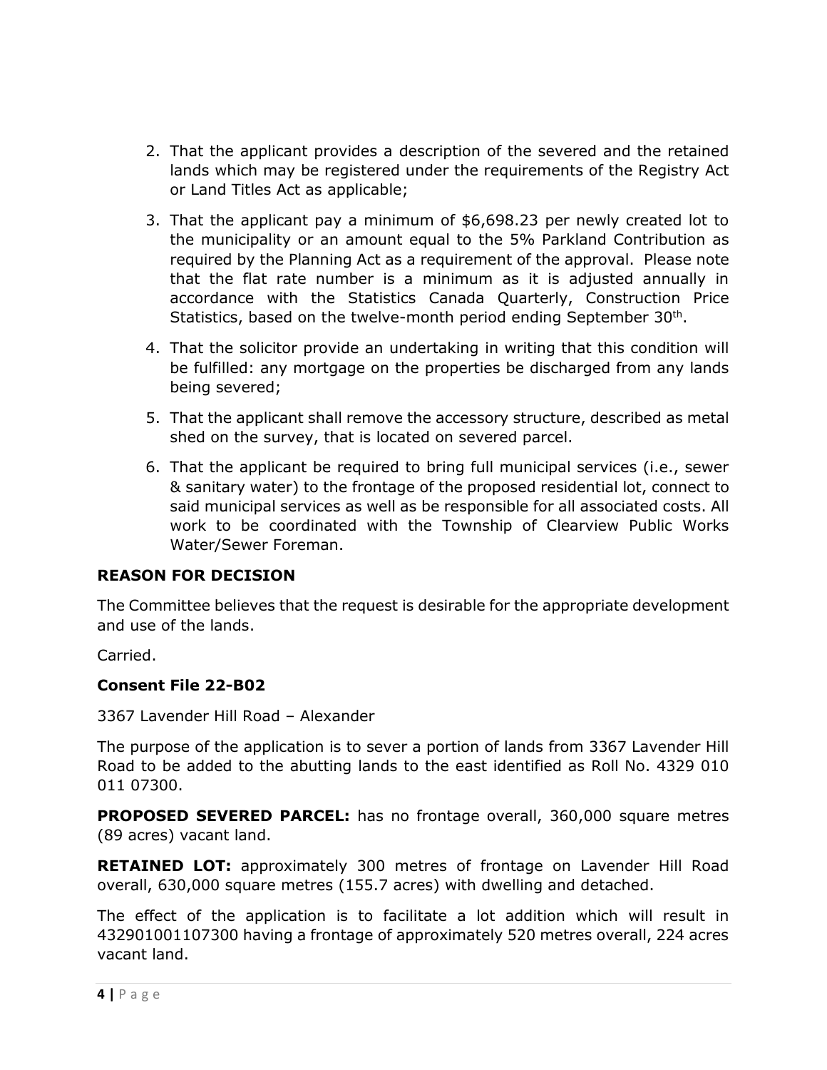2. That the applicant provides a description of the severed and the retained lands which may be registered under the requirements of the Registry Act or Land Titles Act as applicable;
3. That the applicant pay a minimum of $6,698.23 per newly created lot to the municipality or an amount equal to the 5% Parkland Contribution as required by the Planning Act as a requirement of the approval. Please note that the flat rate number is a minimum as it is adjusted annually in accordance with the Statistics Canada Quarterly, Construction Price Statistics, based on the twelve-month period ending September 30th.
4. That the solicitor provide an undertaking in writing that this condition will be fulfilled: any mortgage on the properties be discharged from any lands being severed;
5. That the applicant shall remove the accessory structure, described as metal shed on the survey, that is located on severed parcel.
6. That the applicant be required to bring full municipal services (i.e., sewer & sanitary water) to the frontage of the proposed residential lot, connect to said municipal services as well as be responsible for all associated costs. All work to be coordinated with the Township of Clearview Public Works Water/Sewer Foreman.

**REASON FOR DECISION**

The Committee believes that the request is desirable for the appropriate development and use of the lands.

Carried.

**Consent File 22-B02**

3367 Lavender Hill Road – Alexander

The purpose of the application is to sever a portion of lands from 3367 Lavender Hill Road to be added to the abutting lands to the east identified as Roll No. 4329 010 011 07300.

**PROPOSED SEVERED PARCEL:** has no frontage overall, 360,000 square metres (89 acres) vacant land.

**RETAINED LOT:** approximately 300 metres of frontage on Lavender Hill Road overall, 630,000 square metres (155.7 acres) with dwelling and detached.

The effect of the application is to facilitate a lot addition which will result in 432901001107300 having a frontage of approximately 520 metres overall, 224 acres vacant land.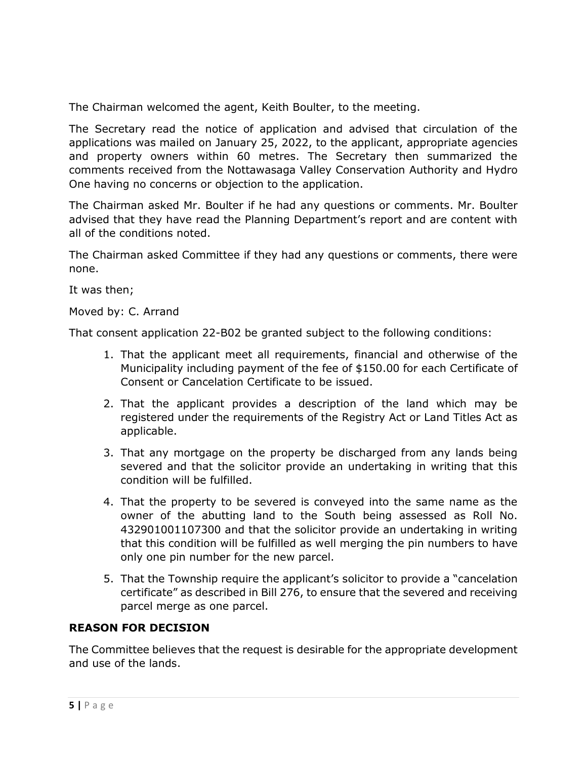The Chairman welcomed the agent, Keith Boulter, to the meeting.

The Secretary read the notice of application and advised that circulation of the applications was mailed on January 25, 2022, to the applicant, appropriate agencies and property owners within 60 metres. The Secretary then summarized the comments received from the Nottawasaga Valley Conservation Authority and Hydro One having no concerns or objection to the application.

The Chairman asked Mr. Boulter if he had any questions or comments. Mr. Boulter advised that they have read the Planning Department's report and are content with all of the conditions noted.

The Chairman asked Committee if they had any questions or comments, there were none.

It was then;

Moved by: C. Arrand

That consent application 22-B02 be granted subject to the following conditions:

1. That the applicant meet all requirements, financial and otherwise of the Municipality including payment of the fee of $150.00 for each Certificate of Consent or Cancelation Certificate to be issued.
2. That the applicant provides a description of the land which may be registered under the requirements of the Registry Act or Land Titles Act as applicable.
3. That any mortgage on the property be discharged from any lands being severed and that the solicitor provide an undertaking in writing that this condition will be fulfilled.
4. That the property to be severed is conveyed into the same name as the owner of the abutting land to the South being assessed as Roll No. 432901001107300 and that the solicitor provide an undertaking in writing that this condition will be fulfilled as well merging the pin numbers to have only one pin number for the new parcel.
5. That the Township require the applicant's solicitor to provide a "cancelation certificate" as described in Bill 276, to ensure that the severed and receiving parcel merge as one parcel.

**REASON FOR DECISION**

The Committee believes that the request is desirable for the appropriate development and use of the lands.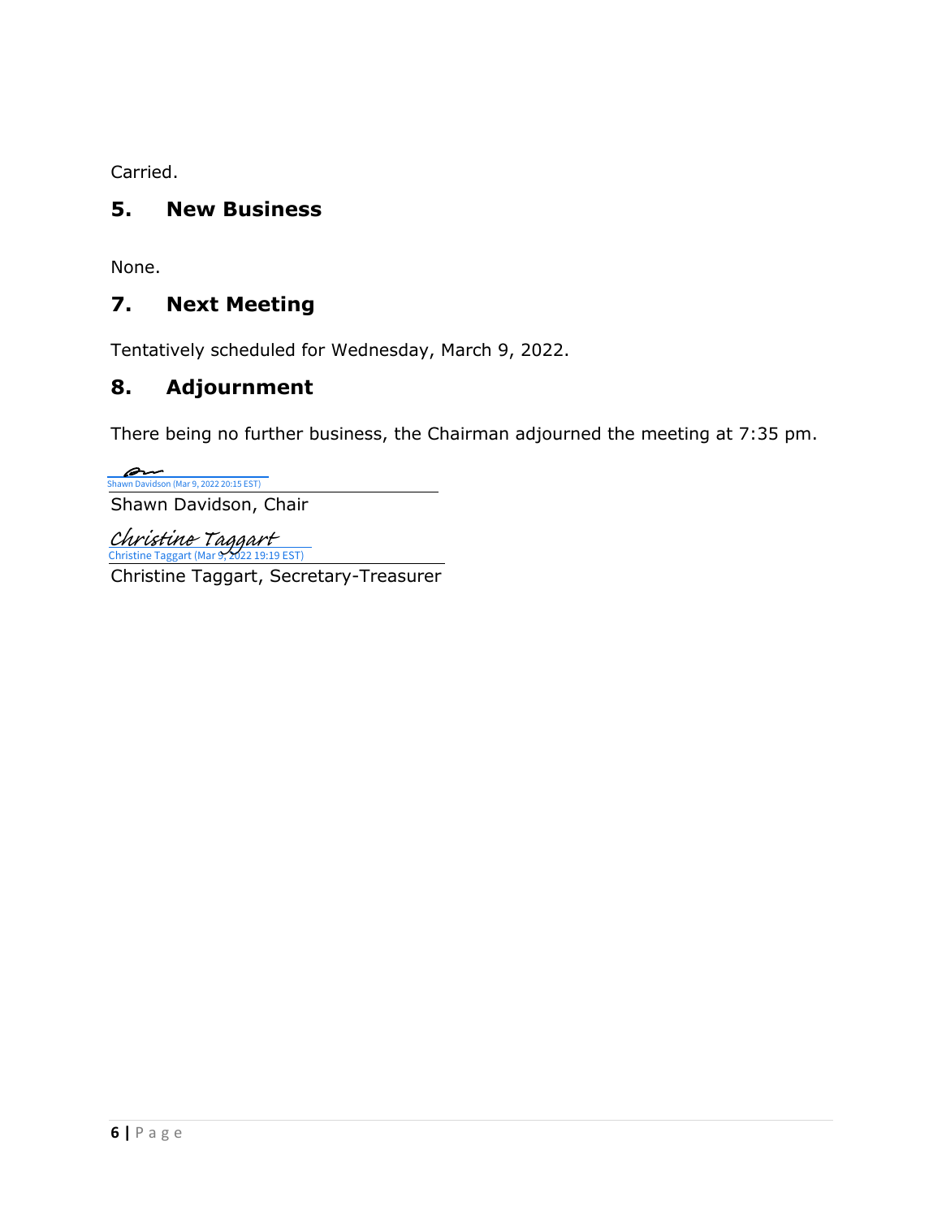Carried.

## 5. New Business

None.

## 7. Next Meeting

Tentatively scheduled for Wednesday, March 9, 2022.

## 8. Adjournment

There being no further business, the Chairman adjourned the meeting at 7:35 pm.

Shawn Davidson (Mar 9, 2022 20:15 EST)

Shawn Davidson, Chair

Christine Taggart
Christine Taggart (Mar 9, 2022 19:19 EST)

Christine Taggart, Secretary-Treasurer